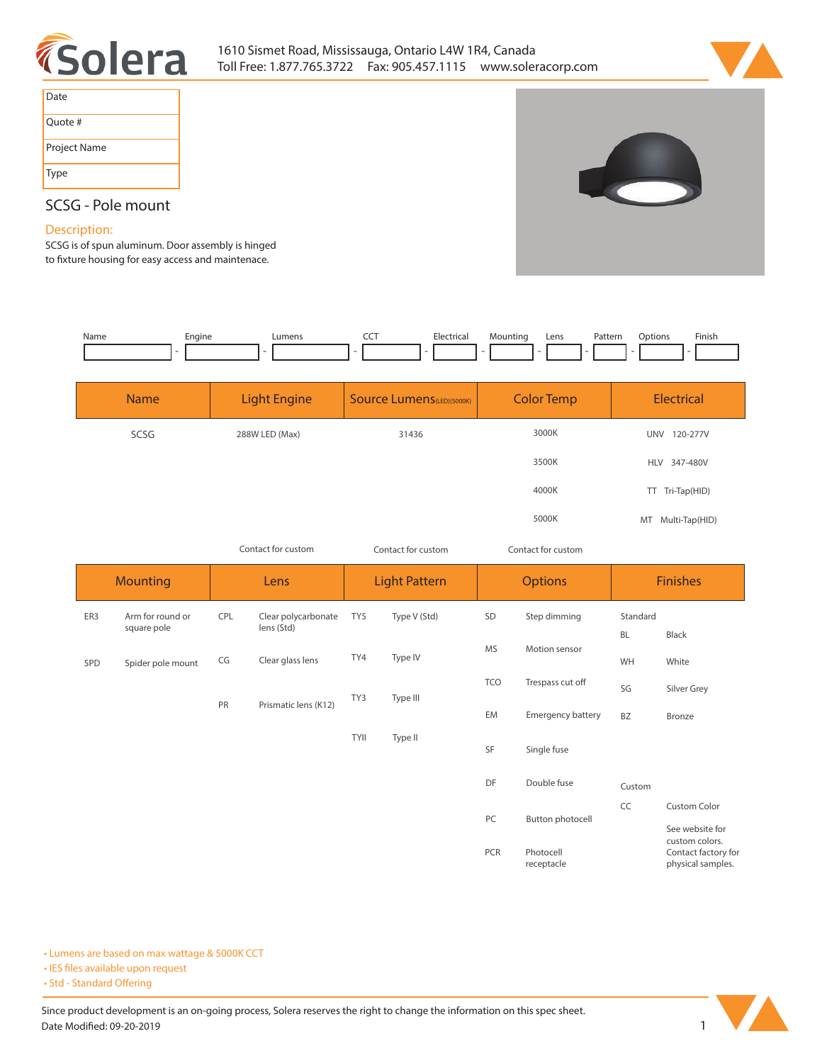Solera

1610 Sismet Road, Mississauga, Ontario L4W 1R4, Canada
Toll Free: 1.877.765.3722 Fax: 905.457.1115 www.soleracorp.com

| Date | |
|---|---|
| Quote # | |
| Project Name | |
| Type | |

## SCSG - Pole mount

### Description:

SCSG is of spun aluminum. Door assembly is hinged to fixture housing for easy access and maintenace.

| Name | Engine | Lumens | CCT | Electrical | Mounting | Lens | Pattern | Options | Finish |
|---|---|---|---|---|---|---|---|---|---|
| | | | | | | | | | |

| Name | Light Engine | Source Lumens(LED)(5000K) | Color Temp | Electrical |
|---|---|---|---|---|
| SCSG | 288W LED (Max) | 31436 | 3000K | UNV 120-277V |
| | | | 3500K | HLV 347-480V |
| | | | 4000K | TT Tri-Tap(HID) |
| | | | 5000K | MT Multi-Tap(HID) |
| | Contact for custom | Contact for custom | Contact for custom | |

| Mounting | | Lens | | Light Pattern | | Options | | Finishes | |
|---|---|---|---|---|---|---|---|---|---|
| ER3 | Arm for round or square pole | CPL | Clear polycarbonate lens (Std) | TY5 | Type V (Std) | SD | Step dimming | Standard | |
| | | | | | | | | BL | Black |
| SPD | Spider pole mount | CG | Clear glass lens | TY4 | Type IV | MS | Motion sensor | WH | White |
| | | PR | Prismatic lens (K12) | TY3 | Type III | TCO | Trespass cut off | SG | Silver Grey |
| | | | | | | EM | Emergency battery | BZ | Bronze |
| | | | | TYII | Type II | SF | Single fuse | | |
| | | | | | | DF | Double fuse | Custom | |
| | | | | | | PC | Button photocell | CC | Custom Color |
| | | | | | | PCR | Photocell receptacle | | See website for custom colors. Contact factory for physical samples. |

- Lumens are based on max wattage & 5000K CCT
- IES files available upon request
- Std - Standard Offering

Since product development is an on-going process, Solera reserves the right to change the information on this spec sheet.
Date Modified: 09-20-2019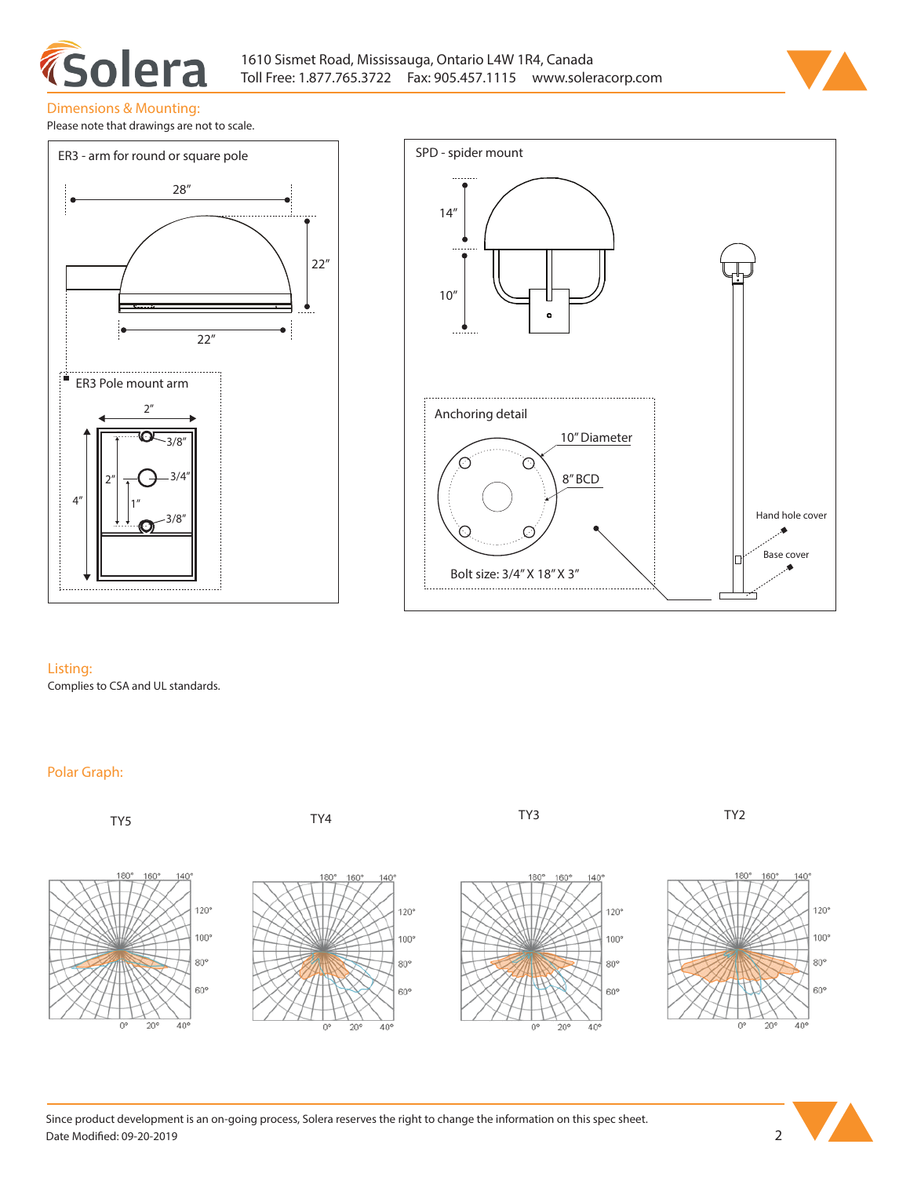1610 Sismet Road, Mississauga, Ontario L4W 1R4, Canada
Toll Free: 1.877.765.3722 Fax: 905.457.1115 www.soleracorp.com

## Dimensions & Mounting:

Please note that drawings are not to scale.

ER3 - arm for round or square pole

28″

22″

22″

ER3 Pole mount arm

2″

3/8″

3/4″

3/8″

4″

2″

1″

SPD - spider mount

14″

10″

Anchoring detail

10″ Diameter

8″ BCD

Bolt size: 3/4″ X 18″ X 3″

Hand hole cover

Base cover

## Listing:

Complies to CSA and UL standards.

## Polar Graph:

TY5

TY4

TY3

TY2

180° 160° 140° 120° 100° 80° 60° 0° 20° 40°

Since product development is an on-going process, Solera reserves the right to change the information on this spec sheet.
Date Modified: 09-20-2019